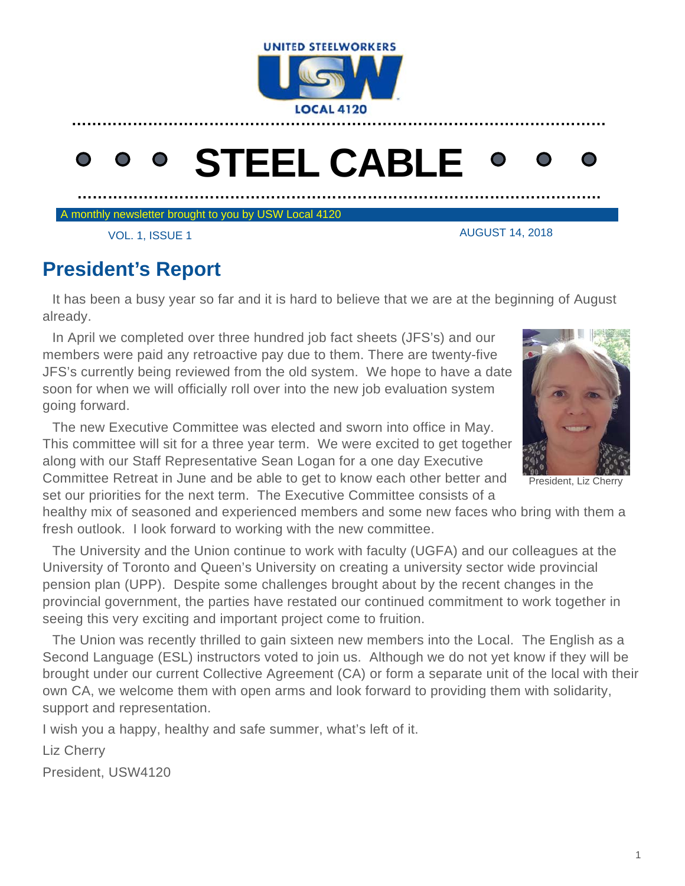UNITED STEELWORKERS

USW

LOCAL 4120

# STEEL CABLE

A monthly newsletter brought to you by USW Local 4120

VOL. 1, ISSUE 1

AUGUST 14, 2018

## President's Report

It has been a busy year so far and it is hard to believe that we are at the beginning of August already.

In April we completed over three hundred job fact sheets (JFS's) and our members were paid any retroactive pay due to them. There are twenty-five JFS's currently being reviewed from the old system. We hope to have a date soon for when we will officially roll over into the new job evaluation system going forward.

The new Executive Committee was elected and sworn into office in May. This committee will sit for a three year term. We were excited to get together along with our Staff Representative Sean Logan for a one day Executive Committee Retreat in June and be able to get to know each other better and set our priorities for the next term. The Executive Committee consists of a healthy mix of seasoned and experienced members and some new faces who bring with them a fresh outlook. I look forward to working with the new committee.

President, Liz Cherry

The University and the Union continue to work with faculty (UGFA) and our colleagues at the University of Toronto and Queen's University on creating a university sector wide provincial pension plan (UPP). Despite some challenges brought about by the recent changes in the provincial government, the parties have restated our continued commitment to work together in seeing this very exciting and important project come to fruition.

The Union was recently thrilled to gain sixteen new members into the Local. The English as a Second Language (ESL) instructors voted to join us. Although we do not yet know if they will be brought under our current Collective Agreement (CA) or form a separate unit of the local with their own CA, we welcome them with open arms and look forward to providing them with solidarity, support and representation.

I wish you a happy, healthy and safe summer, what's left of it.

Liz Cherry

President, USW4120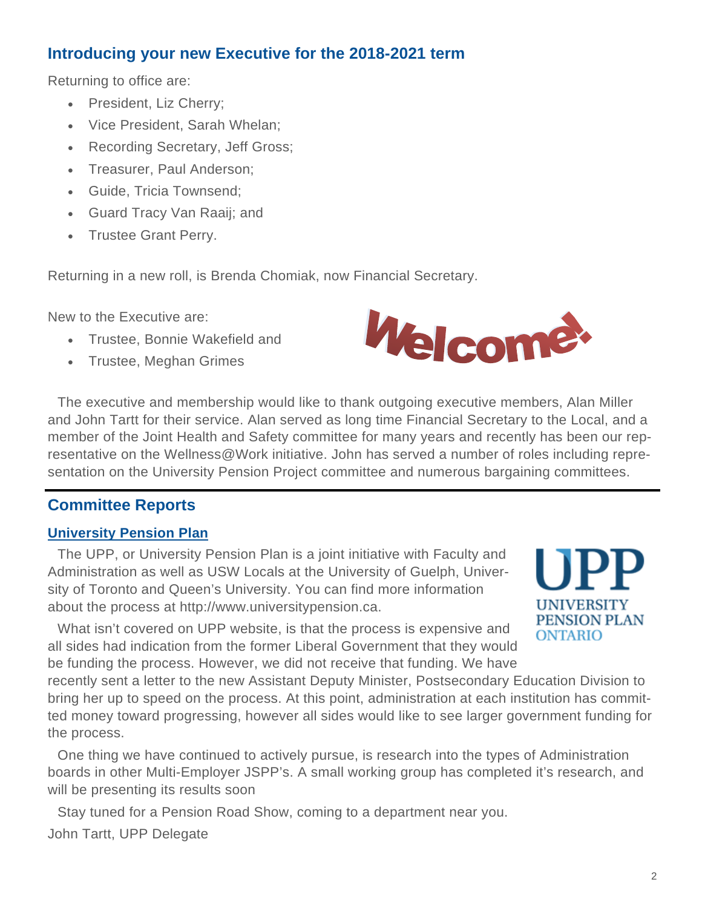## Introducing your new Executive for the 2018-2021 term

Returning to office are:

- President, Liz Cherry;
- Vice President, Sarah Whelan;
- Recording Secretary, Jeff Gross;
- Treasurer, Paul Anderson;
- Guide, Tricia Townsend;
- Guard Tracy Van Raaij; and
- Trustee Grant Perry.

Returning in a new roll, is Brenda Chomiak, now Financial Secretary.

New to the Executive are:

- Trustee, Bonnie Wakefield and
- Trustee, Meghan Grimes

The executive and membership would like to thank outgoing executive members, Alan Miller and John Tartt for their service. Alan served as long time Financial Secretary to the Local, and a member of the Joint Health and Safety committee for many years and recently has been our representative on the Wellness@Work initiative. John has served a number of roles including representation on the University Pension Project committee and numerous bargaining committees.

---

## Committee Reports

### University Pension Plan

The UPP, or University Pension Plan is a joint initiative with Faculty and Administration as well as USW Locals at the University of Guelph, University of Toronto and Queen's University. You can find more information about the process at http://www.universitypension.ca.

What isn't covered on UPP website, is that the process is expensive and all sides had indication from the former Liberal Government that they would be funding the process. However, we did not receive that funding. We have recently sent a letter to the new Assistant Deputy Minister, Postsecondary Education Division to bring her up to speed on the process. At this point, administration at each institution has committed money toward progressing, however all sides would like to see larger government funding for the process.

One thing we have continued to actively pursue, is research into the types of Administration boards in other Multi-Employer JSPP's. A small working group has completed it's research, and will be presenting its results soon

Stay tuned for a Pension Road Show, coming to a department near you.

John Tartt, UPP Delegate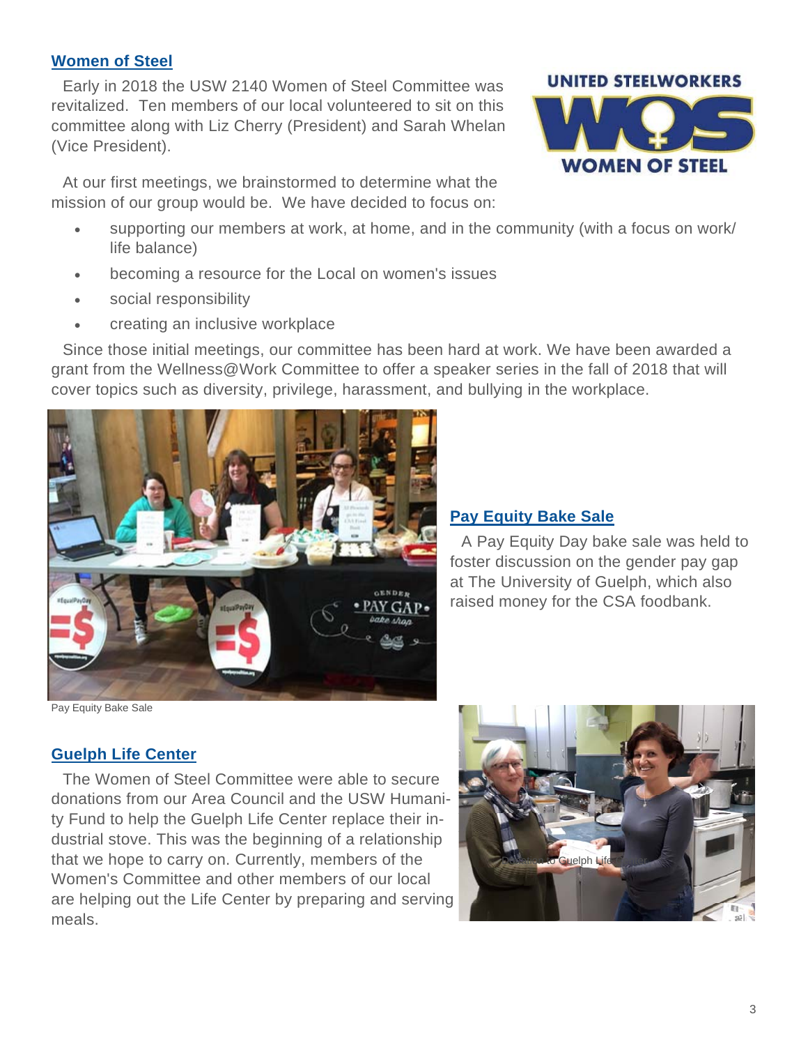## Women of Steel

Early in 2018 the USW 2140 Women of Steel Committee was revitalized. Ten members of our local volunteered to sit on this committee along with Liz Cherry (President) and Sarah Whelan (Vice President).

At our first meetings, we brainstormed to determine what the mission of our group would be. We have decided to focus on:

- supporting our members at work, at home, and in the community (with a focus on work/life balance)
- becoming a resource for the Local on women's issues
- social responsibility
- creating an inclusive workplace

Since those initial meetings, our committee has been hard at work. We have been awarded a grant from the Wellness@Work Committee to offer a speaker series in the fall of 2018 that will cover topics such as diversity, privilege, harassment, and bullying in the workplace.

Pay Equity Bake Sale

## Pay Equity Bake Sale

A Pay Equity Day bake sale was held to foster discussion on the gender pay gap at The University of Guelph, which also raised money for the CSA foodbank.

## Guelph Life Center

The Women of Steel Committee were able to secure donations from our Area Council and the USW Humanity Fund to help the Guelph Life Center replace their industrial stove. This was the beginning of a relationship that we hope to carry on. Currently, members of the Women's Committee and other members of our local are helping out the Life Center by preparing and serving meals.

Donation to Guelph Life Center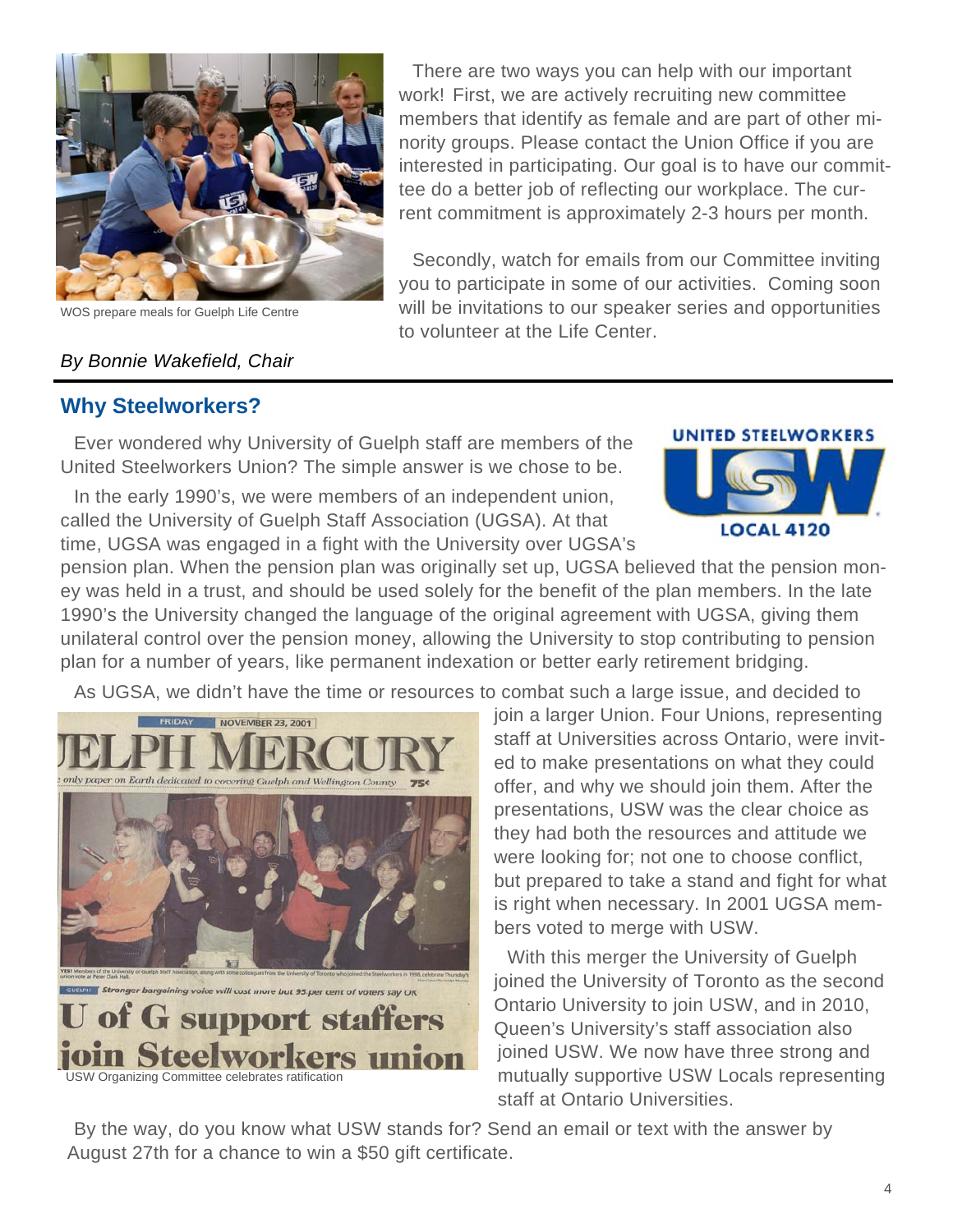WOS prepare meals for Guelph Life Centre

There are two ways you can help with our important work! First, we are actively recruiting new committee members that identify as female and are part of other minority groups. Please contact the Union Office if you are interested in participating. Our goal is to have our committee do a better job of reflecting our workplace. The current commitment is approximately 2-3 hours per month.

Secondly, watch for emails from our Committee inviting you to participate in some of our activities. Coming soon will be invitations to our speaker series and opportunities to volunteer at the Life Center.

*By Bonnie Wakefield, Chair*

## Why Steelworkers?

Ever wondered why University of Guelph staff are members of the United Steelworkers Union? The simple answer is we chose to be.

In the early 1990's, we were members of an independent union, called the University of Guelph Staff Association (UGSA). At that time, UGSA was engaged in a fight with the University over UGSA's pension plan. When the pension plan was originally set up, UGSA believed that the pension money was held in a trust, and should be used solely for the benefit of the plan members. In the late 1990's the University changed the language of the original agreement with UGSA, giving them unilateral control over the pension money, allowing the University to stop contributing to pension plan for a number of years, like permanent indexation or better early retirement bridging.

As UGSA, we didn't have the time or resources to combat such a large issue, and decided to join a larger Union. Four Unions, representing staff at Universities across Ontario, were invited to make presentations on what they could offer, and why we should join them. After the presentations, USW was the clear choice as they had both the resources and attitude we were looking for; not one to choose conflict, but prepared to take a stand and fight for what is right when necessary. In 2001 UGSA members voted to merge with USW.

USW Organizing Committee celebrates ratification

With this merger the University of Guelph joined the University of Toronto as the second Ontario University to join USW, and in 2010, Queen's University's staff association also joined USW. We now have three strong and mutually supportive USW Locals representing staff at Ontario Universities.

By the way, do you know what USW stands for? Send an email or text with the answer by August 27th for a chance to win a $50 gift certificate.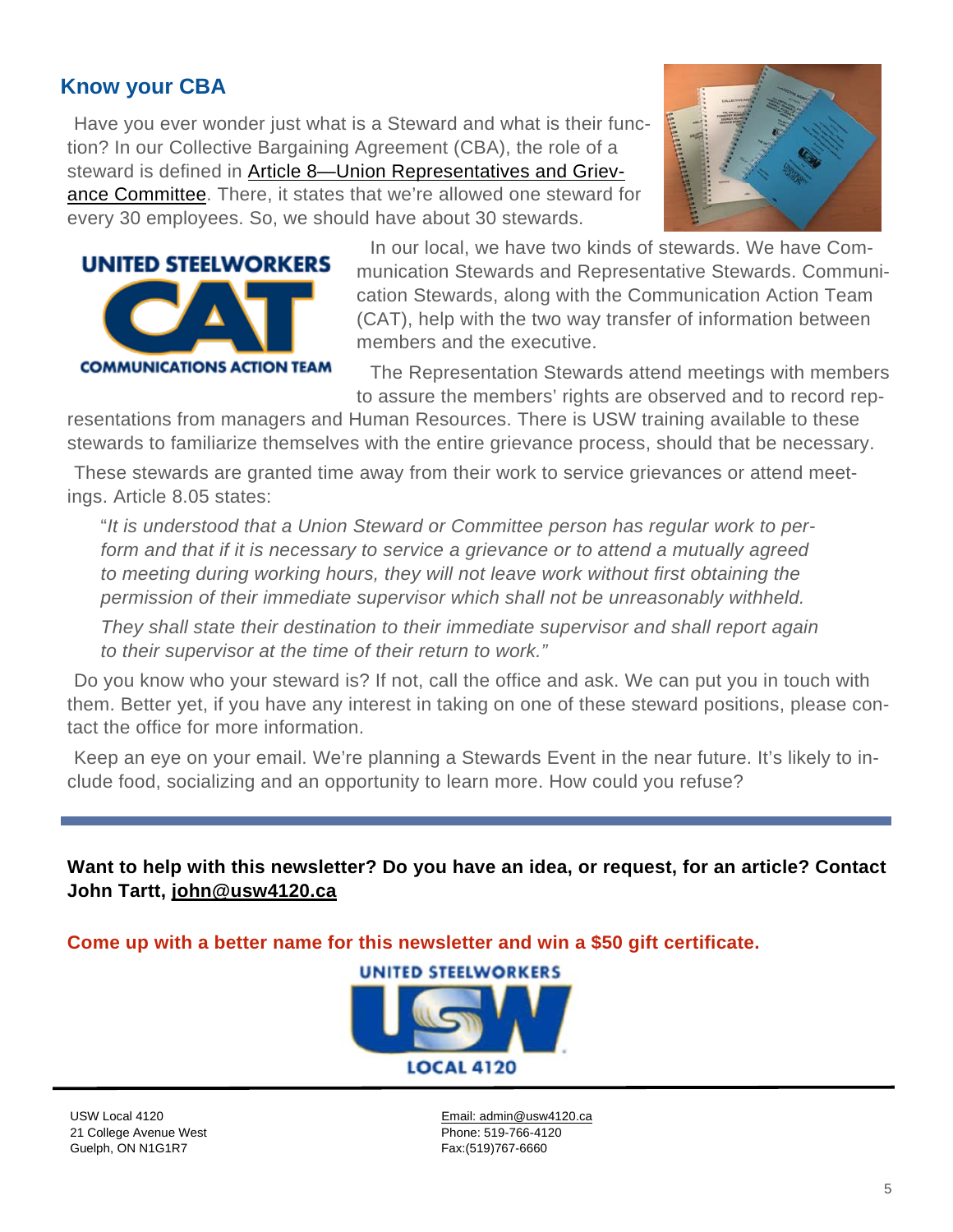## Know your CBA

Have you ever wonder just what is a Steward and what is their function? In our Collective Bargaining Agreement (CBA), the role of a steward is defined in Article 8—Union Representatives and Grievance Committee. There, it states that we're allowed one steward for every 30 employees. So, we should have about 30 stewards.

In our local, we have two kinds of stewards. We have Communication Stewards and Representative Stewards. Communication Stewards, along with the Communication Action Team (CAT), help with the two way transfer of information between members and the executive.

The Representation Stewards attend meetings with members to assure the members' rights are observed and to record representations from managers and Human Resources. There is USW training available to these stewards to familiarize themselves with the entire grievance process, should that be necessary.

These stewards are granted time away from their work to service grievances or attend meetings. Article 8.05 states:

> "*It is understood that a Union Steward or Committee person has regular work to perform and that if it is necessary to service a grievance or to attend a mutually agreed to meeting during working hours, they will not leave work without first obtaining the permission of their immediate supervisor which shall not be unreasonably withheld.*
>
> *They shall state their destination to their immediate supervisor and shall report again to their supervisor at the time of their return to work.*"

Do you know who your steward is? If not, call the office and ask. We can put you in touch with them. Better yet, if you have any interest in taking on one of these steward positions, please contact the office for more information.

Keep an eye on your email. We're planning a Stewards Event in the near future. It's likely to include food, socializing and an opportunity to learn more. How could you refuse?

---

**Want to help with this newsletter? Do you have an idea, or request, for an article? Contact John Tartt, john@usw4120.ca**

**Come up with a better name for this newsletter and win a $50 gift certificate.**

USW Local 4120
21 College Avenue West
Guelph, ON N1G1R7

Email: admin@usw4120.ca
Phone: 519-766-4120
Fax:(519)767-6660